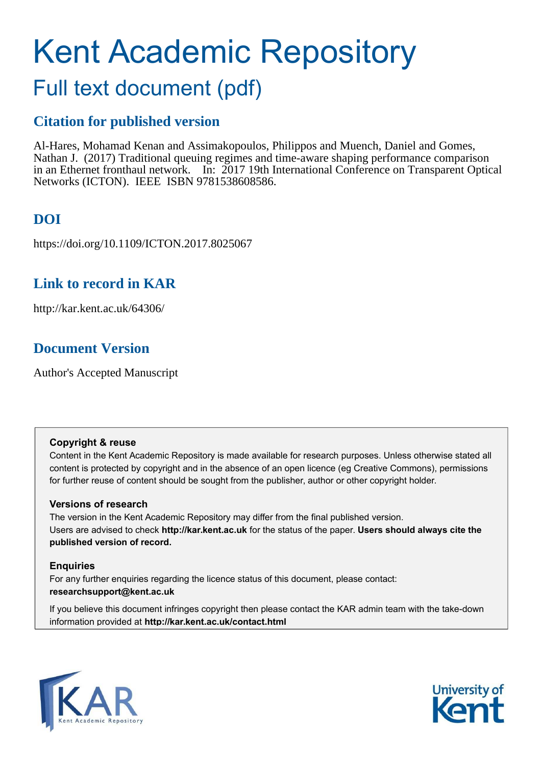# Kent Academic Repository

## Full text document (pdf)

### Citation for published version

Al-Hares, Mohamad Kenan and Assimakopoulos, Philippos and Muench, Daniel and Gomes, Nathan J. (2017) Traditional queuing regimes and time-aware shaping performance comparison in an Ethernet fronthaul network. In: 2017 19th International Conference on Transparent Optical Networks (ICTON). IEEE ISBN 9781538608586.

### DOI

https://doi.org/10.1109/ICTON.2017.8025067

### Link to record in KAR

http://kar.kent.ac.uk/64306/

### Document Version

Author's Accepted Manuscript

**Copyright & reuse**

Content in the Kent Academic Repository is made available for research purposes. Unless otherwise stated all content is protected by copyright and in the absence of an open licence (eg Creative Commons), permissions for further reuse of content should be sought from the publisher, author or other copyright holder.

**Versions of research**

The version in the Kent Academic Repository may differ from the final published version. Users are advised to check **http://kar.kent.ac.uk** for the status of the paper. **Users should always cite the published version of record.**

**Enquiries**

For any further enquiries regarding the licence status of this document, please contact: **researchsupport@kent.ac.uk**

If you believe this document infringes copyright then please contact the KAR admin team with the take-down information provided at **http://kar.kent.ac.uk/contact.html**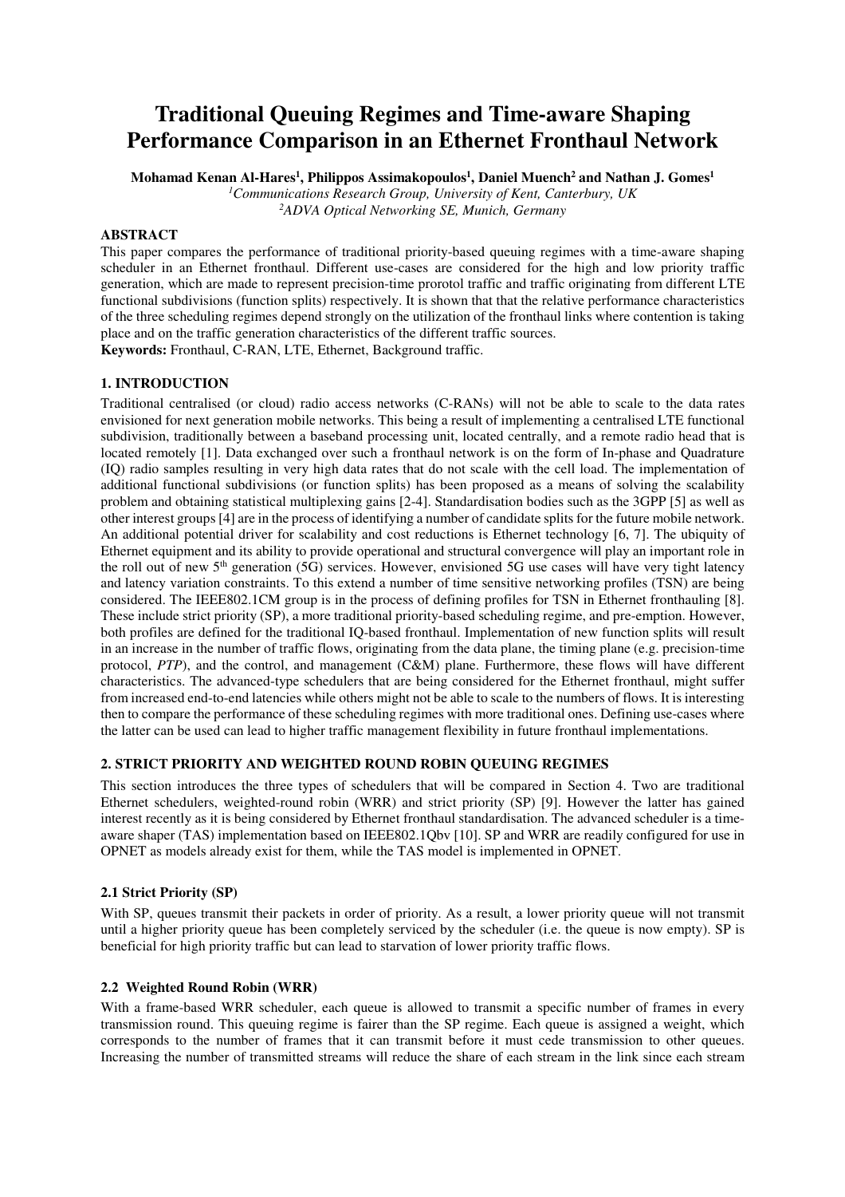# Traditional Queuing Regimes and Time-aware Shaping Performance Comparison in an Ethernet Fronthaul Network

**Mohamad Kenan Al-Hares[1], Philippos Assimakopoulos[1], Daniel Muench[2] and Nathan J. Gomes[1]**

[1]*Communications Research Group, University of Kent, Canterbury, UK*
[2]*ADVA Optical Networking SE, Munich, Germany*

**ABSTRACT**

This paper compares the performance of traditional priority-based queuing regimes with a time-aware shaping scheduler in an Ethernet fronthaul. Different use-cases are considered for the high and low priority traffic generation, which are made to represent precision-time prorotol traffic and traffic originating from different LTE functional subdivisions (function splits) respectively. It is shown that that the relative performance characteristics of the three scheduling regimes depend strongly on the utilization of the fronthaul links where contention is taking place and on the traffic generation characteristics of the different traffic sources.

**Keywords:** Fronthaul, C-RAN, LTE, Ethernet, Background traffic.

## 1. INTRODUCTION

Traditional centralised (or cloud) radio access networks (C-RANs) will not be able to scale to the data rates envisioned for next generation mobile networks. This being a result of implementing a centralised LTE functional subdivision, traditionally between a baseband processing unit, located centrally, and a remote radio head that is located remotely [1]. Data exchanged over such a fronthaul network is on the form of In-phase and Quadrature (IQ) radio samples resulting in very high data rates that do not scale with the cell load. The implementation of additional functional subdivisions (or function splits) has been proposed as a means of solving the scalability problem and obtaining statistical multiplexing gains [2-4]. Standardisation bodies such as the 3GPP [5] as well as other interest groups [4] are in the process of identifying a number of candidate splits for the future mobile network. An additional potential driver for scalability and cost reductions is Ethernet technology [6, 7]. The ubiquity of Ethernet equipment and its ability to provide operational and structural convergence will play an important role in the roll out of new 5th generation (5G) services. However, envisioned 5G use cases will have very tight latency and latency variation constraints. To this extend a number of time sensitive networking profiles (TSN) are being considered. The IEEE802.1CM group is in the process of defining profiles for TSN in Ethernet fronthauling [8]. These include strict priority (SP), a more traditional priority-based scheduling regime, and pre-emption. However, both profiles are defined for the traditional IQ-based fronthaul. Implementation of new function splits will result in an increase in the number of traffic flows, originating from the data plane, the timing plane (e.g. precision-time protocol, *PTP*), and the control, and management (C&M) plane. Furthermore, these flows will have different characteristics. The advanced-type schedulers that are being considered for the Ethernet fronthaul, might suffer from increased end-to-end latencies while others might not be able to scale to the numbers of flows. It is interesting then to compare the performance of these scheduling regimes with more traditional ones. Defining use-cases where the latter can be used can lead to higher traffic management flexibility in future fronthaul implementations.

## 2. STRICT PRIORITY AND WEIGHTED ROUND ROBIN QUEUING REGIMES

This section introduces the three types of schedulers that will be compared in Section 4. Two are traditional Ethernet schedulers, weighted-round robin (WRR) and strict priority (SP) [9]. However the latter has gained interest recently as it is being considered by Ethernet fronthaul standardisation. The advanced scheduler is a time-aware shaper (TAS) implementation based on IEEE802.1Qbv [10]. SP and WRR are readily configured for use in OPNET as models already exist for them, while the TAS model is implemented in OPNET.

### 2.1 Strict Priority (SP)

With SP, queues transmit their packets in order of priority. As a result, a lower priority queue will not transmit until a higher priority queue has been completely serviced by the scheduler (i.e. the queue is now empty). SP is beneficial for high priority traffic but can lead to starvation of lower priority traffic flows.

### 2.2 Weighted Round Robin (WRR)

With a frame-based WRR scheduler, each queue is allowed to transmit a specific number of frames in every transmission round. This queuing regime is fairer than the SP regime. Each queue is assigned a weight, which corresponds to the number of frames that it can transmit before it must cede transmission to other queues. Increasing the number of transmitted streams will reduce the share of each stream in the link since each stream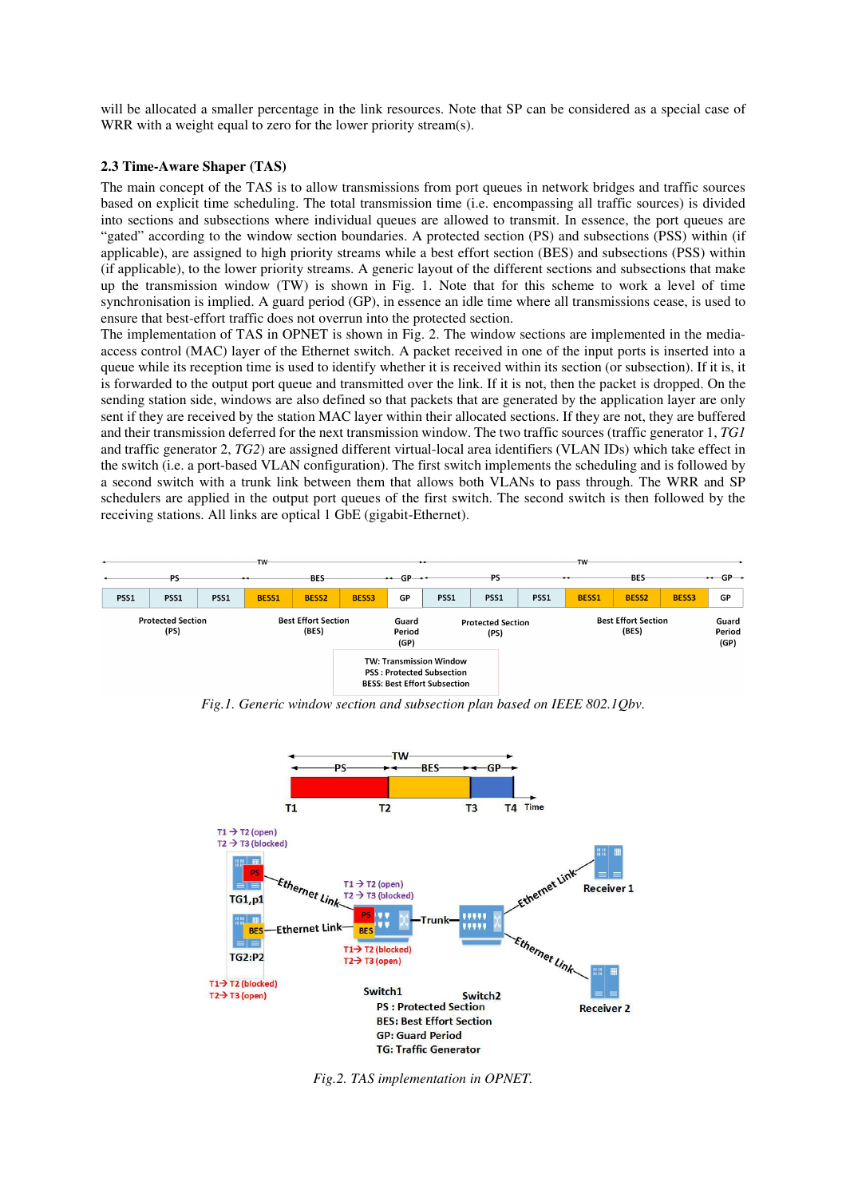will be allocated a smaller percentage in the link resources. Note that SP can be considered as a special case of WRR with a weight equal to zero for the lower priority stream(s).

### 2.3 Time-Aware Shaper (TAS)

The main concept of the TAS is to allow transmissions from port queues in network bridges and traffic sources based on explicit time scheduling. The total transmission time (i.e. encompassing all traffic sources) is divided into sections and subsections where individual queues are allowed to transmit. In essence, the port queues are "gated" according to the window section boundaries. A protected section (PS) and subsections (PSS) within (if applicable), are assigned to high priority streams while a best effort section (BES) and subsections (PSS) within (if applicable), to the lower priority streams. A generic layout of the different sections and subsections that make up the transmission window (TW) is shown in Fig. 1. Note that for this scheme to work a level of time synchronisation is implied. A guard period (GP), in essence an idle time where all transmissions cease, is used to ensure that best-effort traffic does not overrun into the protected section.
The implementation of TAS in OPNET is shown in Fig. 2. The window sections are implemented in the media-access control (MAC) layer of the Ethernet switch. A packet received in one of the input ports is inserted into a queue while its reception time is used to identify whether it is received within its section (or subsection). If it is, it is forwarded to the output port queue and transmitted over the link. If it is not, then the packet is dropped. On the sending station side, windows are also defined so that packets that are generated by the application layer are only sent if they are received by the station MAC layer within their allocated sections. If they are not, they are buffered and their transmission deferred for the next transmission window. The two traffic sources (traffic generator 1, *TG1* and traffic generator 2, *TG2*) are assigned different virtual-local area identifiers (VLAN IDs) which take effect in the switch (i.e. a port-based VLAN configuration). The first switch implements the scheduling and is followed by a second switch with a trunk link between them that allows both VLANs to pass through. The WRR and SP schedulers are applied in the output port queues of the first switch. The second switch is then followed by the receiving stations. All links are optical 1 GbE (gigabit-Ethernet).

TW
PS
BES
GP
PSS1 PSS1 PSS1 BESS1 BESS2 BESS3 GP PSS1 PSS1 PSS1 BESS1 BESS2 BESS3 GP
Protected Section (PS)
Best Effort Section (BES)
Guard Period (GP)
TW: Transmission Window
PSS : Protected Subsection
BESS: Best Effort Subsection

*Fig.1. Generic window section and subsection plan based on IEEE 802.1Qbv.*

TW
PS
BES
GP
T1 T2 T3 T4 Time
T1 → T2 (open)
T2 → T3 (blocked)
TG1,p1
Ethernet Link
TG2:P2
T1→ T2 (blocked)
T2→ T3 (open)
Switch1
Trunk
Switch2
Ethernet Link
Receiver 1
Receiver 2
PS : Protected Section
BES: Best Effort Section
GP: Guard Period
TG: Traffic Generator

*Fig.2. TAS implementation in OPNET.*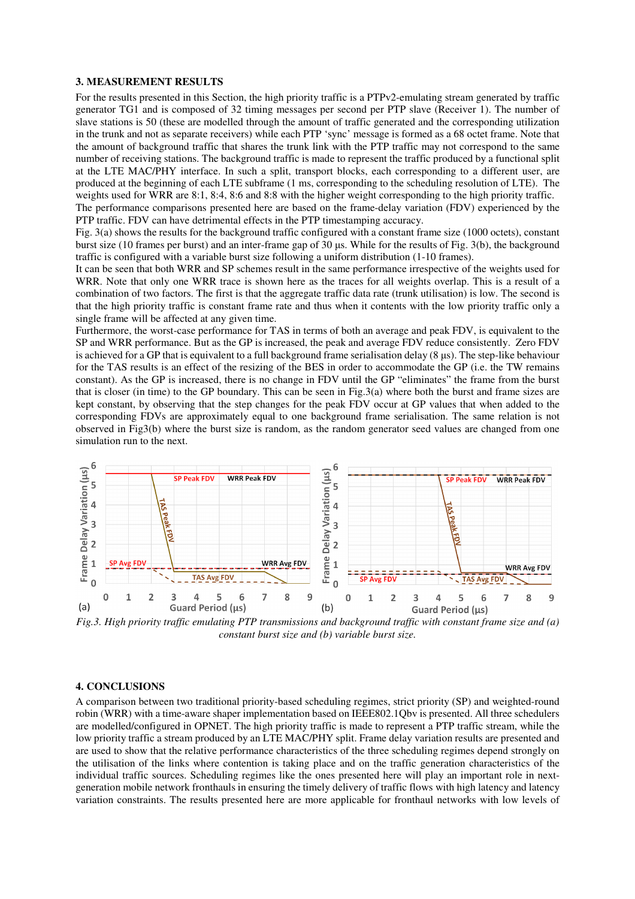### 3. MEASUREMENT RESULTS

For the results presented in this Section, the high priority traffic is a PTPv2-emulating stream generated by traffic generator TG1 and is composed of 32 timing messages per second per PTP slave (Receiver 1). The number of slave stations is 50 (these are modelled through the amount of traffic generated and the corresponding utilization in the trunk and not as separate receivers) while each PTP 'sync' message is formed as a 68 octet frame. Note that the amount of background traffic that shares the trunk link with the PTP traffic may not correspond to the same number of receiving stations. The background traffic is made to represent the traffic produced by a functional split at the LTE MAC/PHY interface. In such a split, transport blocks, each corresponding to a different user, are produced at the beginning of each LTE subframe (1 ms, corresponding to the scheduling resolution of LTE). The weights used for WRR are 8:1, 8:4, 8:6 and 8:8 with the higher weight corresponding to the high priority traffic.

The performance comparisons presented here are based on the frame-delay variation (FDV) experienced by the PTP traffic. FDV can have detrimental effects in the PTP timestamping accuracy.

Fig. 3(a) shows the results for the background traffic configured with a constant frame size (1000 octets), constant burst size (10 frames per burst) and an inter-frame gap of 30 µs. While for the results of Fig. 3(b), the background traffic is configured with a variable burst size following a uniform distribution (1-10 frames).

It can be seen that both WRR and SP schemes result in the same performance irrespective of the weights used for WRR. Note that only one WRR trace is shown here as the traces for all weights overlap. This is a result of a combination of two factors. The first is that the aggregate traffic data rate (trunk utilisation) is low. The second is that the high priority traffic is constant frame rate and thus when it contents with the low priority traffic only a single frame will be affected at any given time.

Furthermore, the worst-case performance for TAS in terms of both an average and peak FDV, is equivalent to the SP and WRR performance. But as the GP is increased, the peak and average FDV reduce consistently. Zero FDV is achieved for a GP that is equivalent to a full background frame serialisation delay (8 µs). The step-like behaviour for the TAS results is an effect of the resizing of the BES in order to accommodate the GP (i.e. the TW remains constant). As the GP is increased, there is no change in FDV until the GP "eliminates" the frame from the burst that is closer (in time) to the GP boundary. This can be seen in Fig.3(a) where both the burst and frame sizes are kept constant, by observing that the step changes for the peak FDV occur at GP values that when added to the corresponding FDVs are approximately equal to one background frame serialisation. The same relation is not observed in Fig3(b) where the burst size is random, as the random generator seed values are changed from one simulation run to the next.

(a)
Frame Delay Variation (µs)
Guard Period (µs)
0 1 2 3 4 5 6
0 1 2 3 4 5 6 7 8 9
SP Peak FDV
WRR Peak FDV
TAS Peak FDV
SP Avg FDV
WRR Avg FDV
TAS Avg FDV

(b)
Frame Delay Variation (µs)
Guard Period (µs)
0 1 2 3 4 5 6
0 1 2 3 4 5 6 7 8 9
SP Peak FDV
WRR Peak FDV
TAS Peak FDV
SP Avg FDV
WRR Avg FDV
TAS Avg FDV

*Fig.3. High priority traffic emulating PTP transmissions and background traffic with constant frame size and (a) constant burst size and (b) variable burst size.*

### 4. CONCLUSIONS

A comparison between two traditional priority-based scheduling regimes, strict priority (SP) and weighted-round robin (WRR) with a time-aware shaper implementation based on IEEE802.1Qbv is presented. All three schedulers are modelled/configured in OPNET. The high priority traffic is made to represent a PTP traffic stream, while the low priority traffic a stream produced by an LTE MAC/PHY split. Frame delay variation results are presented and are used to show that the relative performance characteristics of the three scheduling regimes depend strongly on the utilisation of the links where contention is taking place and on the traffic generation characteristics of the individual traffic sources. Scheduling regimes like the ones presented here will play an important role in next-generation mobile network fronthauls in ensuring the timely delivery of traffic flows with high latency and latency variation constraints. The results presented here are more applicable for fronthaul networks with low levels of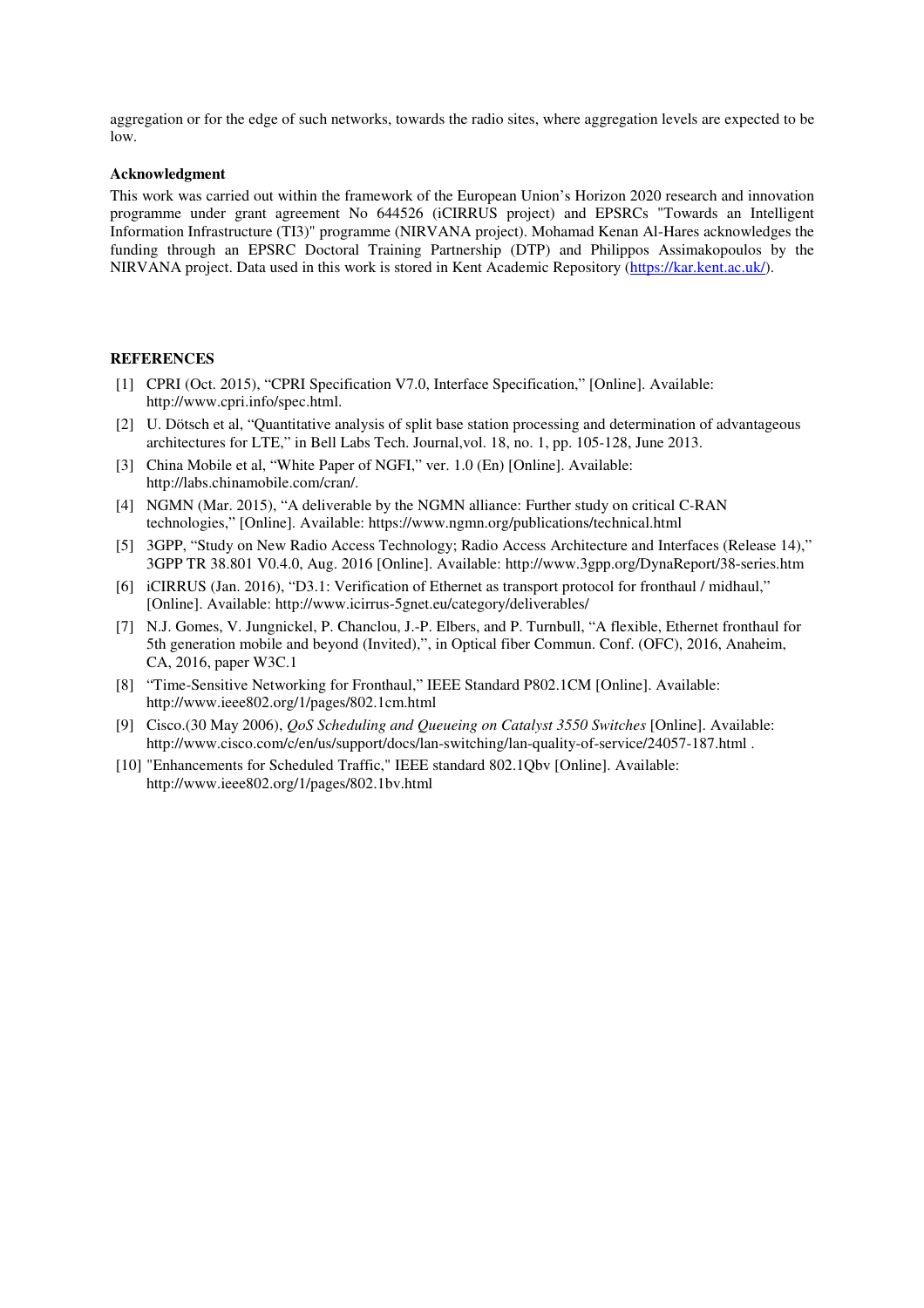aggregation or for the edge of such networks, towards the radio sites, where aggregation levels are expected to be low.

**Acknowledgment**

This work was carried out within the framework of the European Union's Horizon 2020 research and innovation programme under grant agreement No 644526 (iCIRRUS project) and EPSRCs "Towards an Intelligent Information Infrastructure (TI3)" programme (NIRVANA project). Mohamad Kenan Al-Hares acknowledges the funding through an EPSRC Doctoral Training Partnership (DTP) and Philippos Assimakopoulos by the NIRVANA project. Data used in this work is stored in Kent Academic Repository (https://kar.kent.ac.uk/).

## REFERENCES

[1] CPRI (Oct. 2015), "CPRI Specification V7.0, Interface Specification," [Online]. Available: http://www.cpri.info/spec.html.

[2] U. Dötsch et al, "Quantitative analysis of split base station processing and determination of advantageous architectures for LTE," in Bell Labs Tech. Journal,vol. 18, no. 1, pp. 105-128, June 2013.

[3] China Mobile et al, "White Paper of NGFI," ver. 1.0 (En) [Online]. Available: http://labs.chinamobile.com/cran/.

[4] NGMN (Mar. 2015), "A deliverable by the NGMN alliance: Further study on critical C-RAN technologies," [Online]. Available: https://www.ngmn.org/publications/technical.html

[5] 3GPP, "Study on New Radio Access Technology; Radio Access Architecture and Interfaces (Release 14)," 3GPP TR 38.801 V0.4.0, Aug. 2016 [Online]. Available: http://www.3gpp.org/DynaReport/38-series.htm

[6] iCIRRUS (Jan. 2016), "D3.1: Verification of Ethernet as transport protocol for fronthaul / midhaul," [Online]. Available: http://www.icirrus-5gnet.eu/category/deliverables/

[7] N.J. Gomes, V. Jungnickel, P. Chanclou, J.-P. Elbers, and P. Turnbull, "A flexible, Ethernet fronthaul for 5th generation mobile and beyond (Invited),", in Optical fiber Commun. Conf. (OFC), 2016, Anaheim, CA, 2016, paper W3C.1

[8] "Time-Sensitive Networking for Fronthaul," IEEE Standard P802.1CM [Online]. Available: http://www.ieee802.org/1/pages/802.1cm.html

[9] Cisco.(30 May 2006), *QoS Scheduling and Queueing on Catalyst 3550 Switches* [Online]. Available: http://www.cisco.com/c/en/us/support/docs/lan-switching/lan-quality-of-service/24057-187.html .

[10] "Enhancements for Scheduled Traffic," IEEE standard 802.1Qbv [Online]. Available: http://www.ieee802.org/1/pages/802.1bv.html